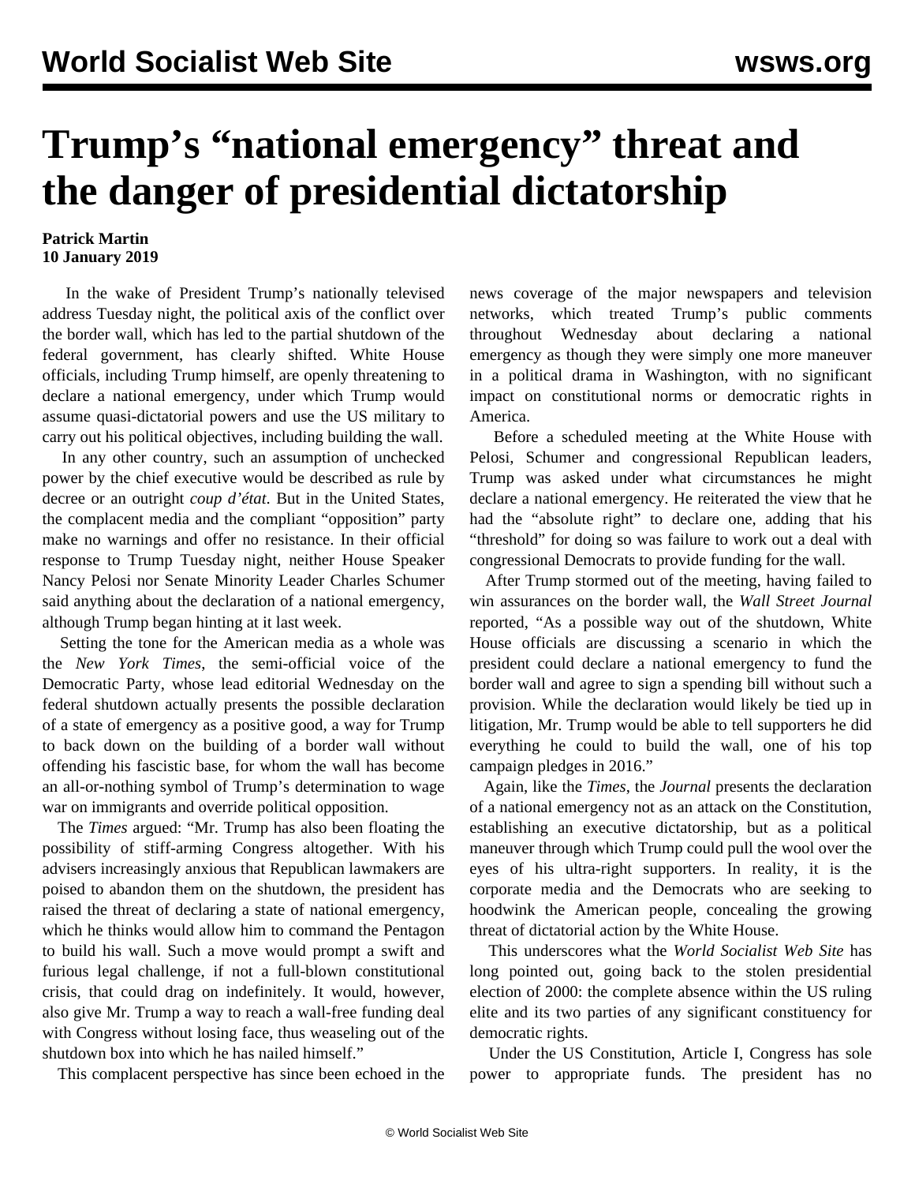# Trump's "national emergency" threat and the danger of presidential dictatorship

**Patrick Martin**
**10 January 2019**

In the wake of President Trump's nationally televised address Tuesday night, the political axis of the conflict over the border wall, which has led to the partial shutdown of the federal government, has clearly shifted. White House officials, including Trump himself, are openly threatening to declare a national emergency, under which Trump would assume quasi-dictatorial powers and use the US military to carry out his political objectives, including building the wall.

In any other country, such an assumption of unchecked power by the chief executive would be described as rule by decree or an outright *coup d'état*. But in the United States, the complacent media and the compliant "opposition" party make no warnings and offer no resistance. In their official response to Trump Tuesday night, neither House Speaker Nancy Pelosi nor Senate Minority Leader Charles Schumer said anything about the declaration of a national emergency, although Trump began hinting at it last week.

Setting the tone for the American media as a whole was the *New York Times*, the semi-official voice of the Democratic Party, whose lead editorial Wednesday on the federal shutdown actually presents the possible declaration of a state of emergency as a positive good, a way for Trump to back down on the building of a border wall without offending his fascistic base, for whom the wall has become an all-or-nothing symbol of Trump's determination to wage war on immigrants and override political opposition.

The *Times* argued: "Mr. Trump has also been floating the possibility of stiff-arming Congress altogether. With his advisers increasingly anxious that Republican lawmakers are poised to abandon them on the shutdown, the president has raised the threat of declaring a state of national emergency, which he thinks would allow him to command the Pentagon to build his wall. Such a move would prompt a swift and furious legal challenge, if not a full-blown constitutional crisis, that could drag on indefinitely. It would, however, also give Mr. Trump a way to reach a wall-free funding deal with Congress without losing face, thus weaseling out of the shutdown box into which he has nailed himself."

This complacent perspective has since been echoed in the news coverage of the major newspapers and television networks, which treated Trump's public comments throughout Wednesday about declaring a national emergency as though they were simply one more maneuver in a political drama in Washington, with no significant impact on constitutional norms or democratic rights in America.

Before a scheduled meeting at the White House with Pelosi, Schumer and congressional Republican leaders, Trump was asked under what circumstances he might declare a national emergency. He reiterated the view that he had the "absolute right" to declare one, adding that his "threshold" for doing so was failure to work out a deal with congressional Democrats to provide funding for the wall.

After Trump stormed out of the meeting, having failed to win assurances on the border wall, the *Wall Street Journal* reported, "As a possible way out of the shutdown, White House officials are discussing a scenario in which the president could declare a national emergency to fund the border wall and agree to sign a spending bill without such a provision. While the declaration would likely be tied up in litigation, Mr. Trump would be able to tell supporters he did everything he could to build the wall, one of his top campaign pledges in 2016."

Again, like the *Times*, the *Journal* presents the declaration of a national emergency not as an attack on the Constitution, establishing an executive dictatorship, but as a political maneuver through which Trump could pull the wool over the eyes of his ultra-right supporters. In reality, it is the corporate media and the Democrats who are seeking to hoodwink the American people, concealing the growing threat of dictatorial action by the White House.

This underscores what the *World Socialist Web Site* has long pointed out, going back to the stolen presidential election of 2000: the complete absence within the US ruling elite and its two parties of any significant constituency for democratic rights.

Under the US Constitution, Article I, Congress has sole power to appropriate funds. The president has no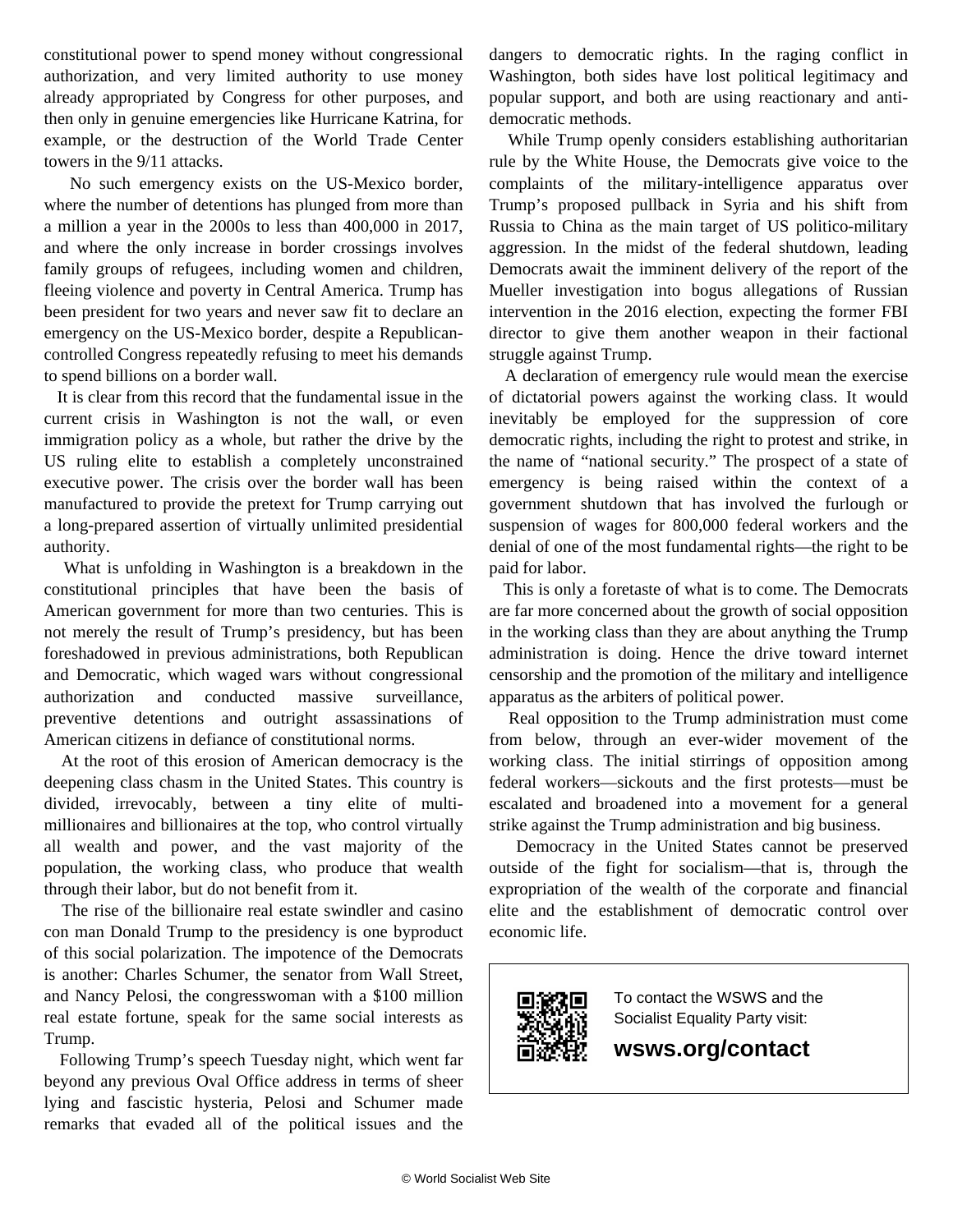constitutional power to spend money without congressional authorization, and very limited authority to use money already appropriated by Congress for other purposes, and then only in genuine emergencies like Hurricane Katrina, for example, or the destruction of the World Trade Center towers in the 9/11 attacks.

No such emergency exists on the US-Mexico border, where the number of detentions has plunged from more than a million a year in the 2000s to less than 400,000 in 2017, and where the only increase in border crossings involves family groups of refugees, including women and children, fleeing violence and poverty in Central America. Trump has been president for two years and never saw fit to declare an emergency on the US-Mexico border, despite a Republican-controlled Congress repeatedly refusing to meet his demands to spend billions on a border wall.

It is clear from this record that the fundamental issue in the current crisis in Washington is not the wall, or even immigration policy as a whole, but rather the drive by the US ruling elite to establish a completely unconstrained executive power. The crisis over the border wall has been manufactured to provide the pretext for Trump carrying out a long-prepared assertion of virtually unlimited presidential authority.

What is unfolding in Washington is a breakdown in the constitutional principles that have been the basis of American government for more than two centuries. This is not merely the result of Trump's presidency, but has been foreshadowed in previous administrations, both Republican and Democratic, which waged wars without congressional authorization and conducted massive surveillance, preventive detentions and outright assassinations of American citizens in defiance of constitutional norms.

At the root of this erosion of American democracy is the deepening class chasm in the United States. This country is divided, irrevocably, between a tiny elite of multi-millionaires and billionaires at the top, who control virtually all wealth and power, and the vast majority of the population, the working class, who produce that wealth through their labor, but do not benefit from it.

The rise of the billionaire real estate swindler and casino con man Donald Trump to the presidency is one byproduct of this social polarization. The impotence of the Democrats is another: Charles Schumer, the senator from Wall Street, and Nancy Pelosi, the congresswoman with a $100 million real estate fortune, speak for the same social interests as Trump.

Following Trump's speech Tuesday night, which went far beyond any previous Oval Office address in terms of sheer lying and fascistic hysteria, Pelosi and Schumer made remarks that evaded all of the political issues and the dangers to democratic rights. In the raging conflict in Washington, both sides have lost political legitimacy and popular support, and both are using reactionary and anti-democratic methods.

While Trump openly considers establishing authoritarian rule by the White House, the Democrats give voice to the complaints of the military-intelligence apparatus over Trump's proposed pullback in Syria and his shift from Russia to China as the main target of US politico-military aggression. In the midst of the federal shutdown, leading Democrats await the imminent delivery of the report of the Mueller investigation into bogus allegations of Russian intervention in the 2016 election, expecting the former FBI director to give them another weapon in their factional struggle against Trump.

A declaration of emergency rule would mean the exercise of dictatorial powers against the working class. It would inevitably be employed for the suppression of core democratic rights, including the right to protest and strike, in the name of "national security." The prospect of a state of emergency is being raised within the context of a government shutdown that has involved the furlough or suspension of wages for 800,000 federal workers and the denial of one of the most fundamental rights—the right to be paid for labor.

This is only a foretaste of what is to come. The Democrats are far more concerned about the growth of social opposition in the working class than they are about anything the Trump administration is doing. Hence the drive toward internet censorship and the promotion of the military and intelligence apparatus as the arbiters of political power.

Real opposition to the Trump administration must come from below, through an ever-wider movement of the working class. The initial stirrings of opposition among federal workers—sickouts and the first protests—must be escalated and broadened into a movement for a general strike against the Trump administration and big business.

Democracy in the United States cannot be preserved outside of the fight for socialism—that is, through the expropriation of the wealth of the corporate and financial elite and the establishment of democratic control over economic life.

To contact the WSWS and the Socialist Equality Party visit:

**wsws.org/contact**